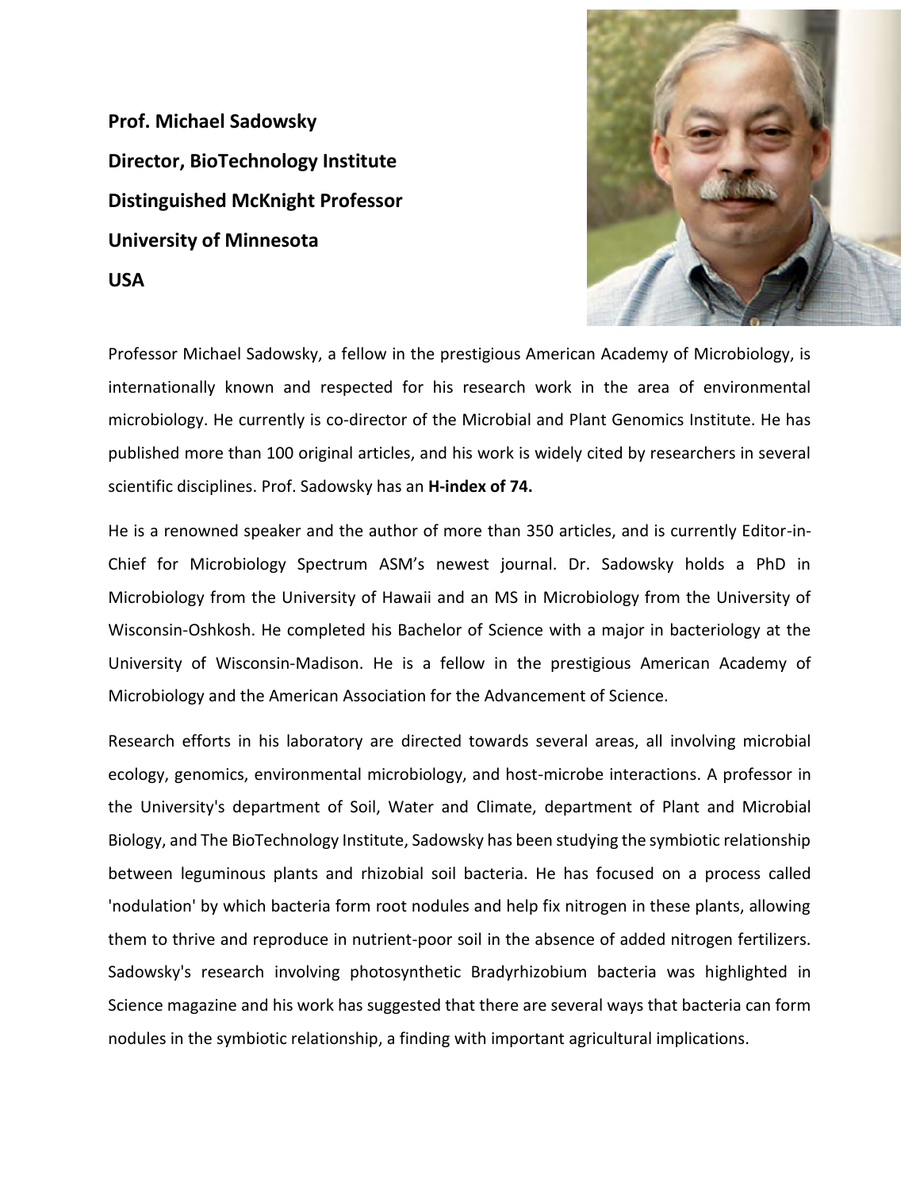**Prof. Michael Sadowsky**

**Director, BioTechnology Institute**

**Distinguished McKnight Professor**

**University of Minnesota**

**USA**

Professor Michael Sadowsky, a fellow in the prestigious American Academy of Microbiology, is internationally known and respected for his research work in the area of environmental microbiology. He currently is co-director of the Microbial and Plant Genomics Institute. He has published more than 100 original articles, and his work is widely cited by researchers in several scientific disciplines. Prof. Sadowsky has an **H-index of 74.**

He is a renowned speaker and the author of more than 350 articles, and is currently Editor-in-Chief for Microbiology Spectrum ASM's newest journal. Dr. Sadowsky holds a PhD in Microbiology from the University of Hawaii and an MS in Microbiology from the University of Wisconsin-Oshkosh. He completed his Bachelor of Science with a major in bacteriology at the University of Wisconsin-Madison. He is a fellow in the prestigious American Academy of Microbiology and the American Association for the Advancement of Science.

Research efforts in his laboratory are directed towards several areas, all involving microbial ecology, genomics, environmental microbiology, and host-microbe interactions. A professor in the University's department of Soil, Water and Climate, department of Plant and Microbial Biology, and The BioTechnology Institute, Sadowsky has been studying the symbiotic relationship between leguminous plants and rhizobial soil bacteria. He has focused on a process called 'nodulation' by which bacteria form root nodules and help fix nitrogen in these plants, allowing them to thrive and reproduce in nutrient-poor soil in the absence of added nitrogen fertilizers. Sadowsky's research involving photosynthetic Bradyrhizobium bacteria was highlighted in Science magazine and his work has suggested that there are several ways that bacteria can form nodules in the symbiotic relationship, a finding with important agricultural implications.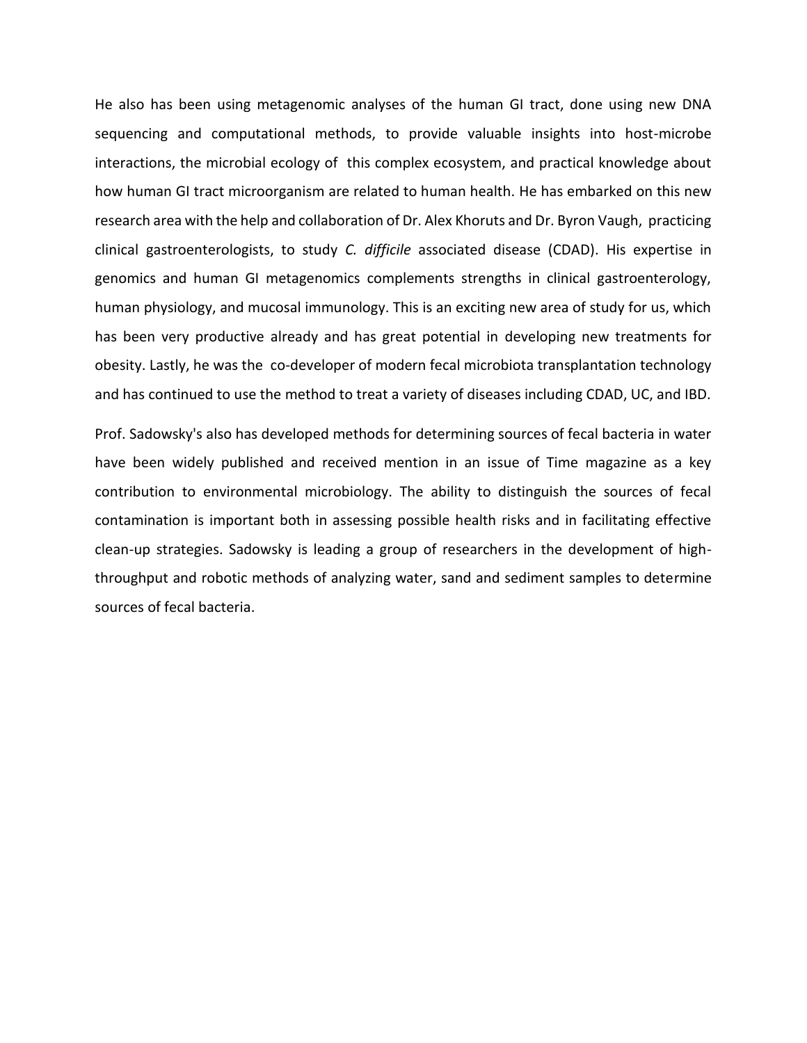He also has been using metagenomic analyses of the human GI tract, done using new DNA sequencing and computational methods, to provide valuable insights into host-microbe interactions, the microbial ecology of this complex ecosystem, and practical knowledge about how human GI tract microorganism are related to human health. He has embarked on this new research area with the help and collaboration of Dr. Alex Khoruts and Dr. Byron Vaugh, practicing clinical gastroenterologists, to study *C. difficile* associated disease (CDAD). His expertise in genomics and human GI metagenomics complements strengths in clinical gastroenterology, human physiology, and mucosal immunology. This is an exciting new area of study for us, which has been very productive already and has great potential in developing new treatments for obesity. Lastly, he was the co-developer of modern fecal microbiota transplantation technology and has continued to use the method to treat a variety of diseases including CDAD, UC, and IBD.

Prof. Sadowsky's also has developed methods for determining sources of fecal bacteria in water have been widely published and received mention in an issue of Time magazine as a key contribution to environmental microbiology. The ability to distinguish the sources of fecal contamination is important both in assessing possible health risks and in facilitating effective clean-up strategies. Sadowsky is leading a group of researchers in the development of high-throughput and robotic methods of analyzing water, sand and sediment samples to determine sources of fecal bacteria.